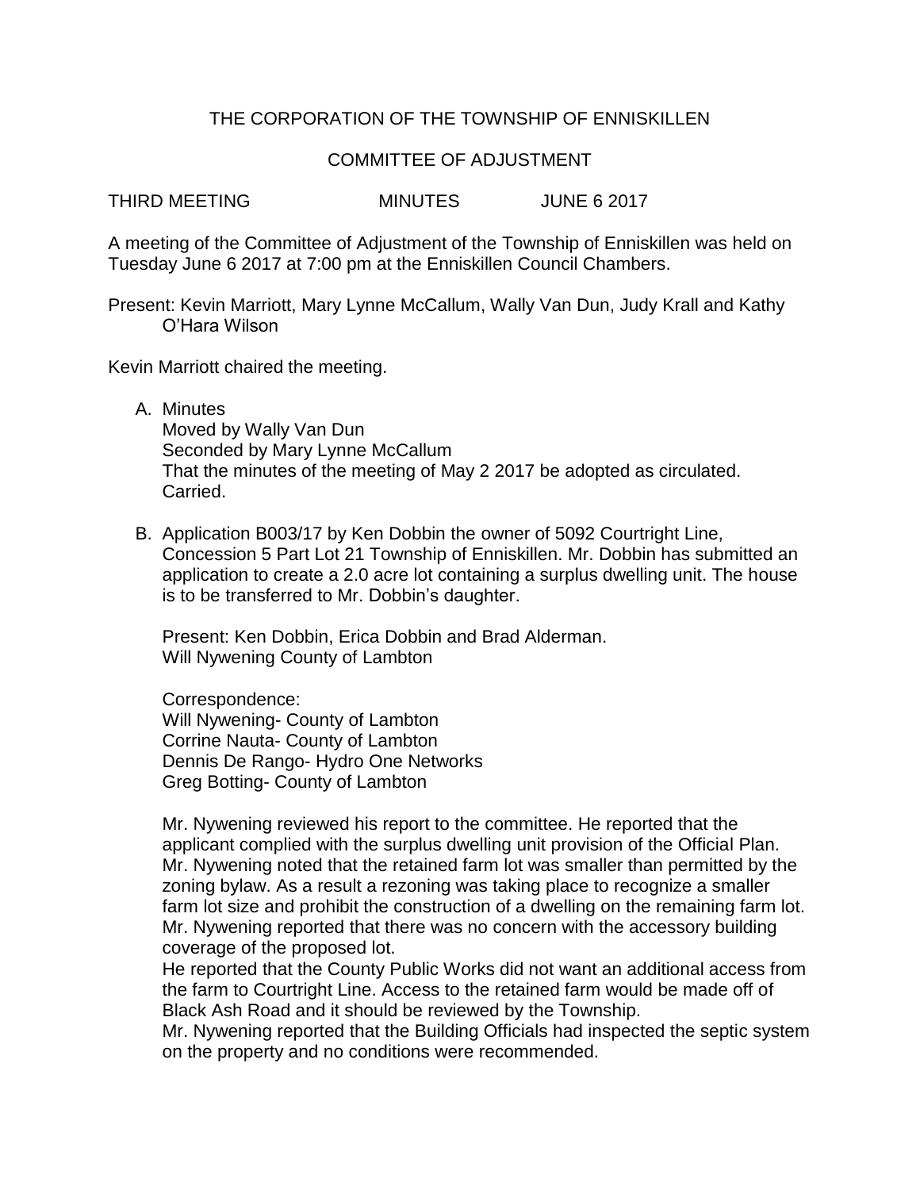THE CORPORATION OF THE TOWNSHIP OF ENNISKILLEN

COMMITTEE OF ADJUSTMENT

THIRD MEETING MINUTES JUNE 6 2017

A meeting of the Committee of Adjustment of the Township of Enniskillen was held on Tuesday June 6 2017 at 7:00 pm at the Enniskillen Council Chambers.

Present: Kevin Marriott, Mary Lynne McCallum, Wally Van Dun, Judy Krall and Kathy O'Hara Wilson

Kevin Marriott chaired the meeting.

A. Minutes
   Moved by Wally Van Dun
   Seconded by Mary Lynne McCallum
   That the minutes of the meeting of May 2 2017 be adopted as circulated.
   Carried.

B. Application B003/17 by Ken Dobbin the owner of 5092 Courtright Line, Concession 5 Part Lot 21 Township of Enniskillen. Mr. Dobbin has submitted an application to create a 2.0 acre lot containing a surplus dwelling unit. The house is to be transferred to Mr. Dobbin's daughter.

   Present: Ken Dobbin, Erica Dobbin and Brad Alderman.
   Will Nywening County of Lambton

   Correspondence:
   Will Nywening- County of Lambton
   Corrine Nauta- County of Lambton
   Dennis De Rango- Hydro One Networks
   Greg Botting- County of Lambton

   Mr. Nywening reviewed his report to the committee. He reported that the applicant complied with the surplus dwelling unit provision of the Official Plan. Mr. Nywening noted that the retained farm lot was smaller than permitted by the zoning bylaw. As a result a rezoning was taking place to recognize a smaller farm lot size and prohibit the construction of a dwelling on the remaining farm lot. Mr. Nywening reported that there was no concern with the accessory building coverage of the proposed lot.
   He reported that the County Public Works did not want an additional access from the farm to Courtright Line. Access to the retained farm would be made off of Black Ash Road and it should be reviewed by the Township.
   Mr. Nywening reported that the Building Officials had inspected the septic system on the property and no conditions were recommended.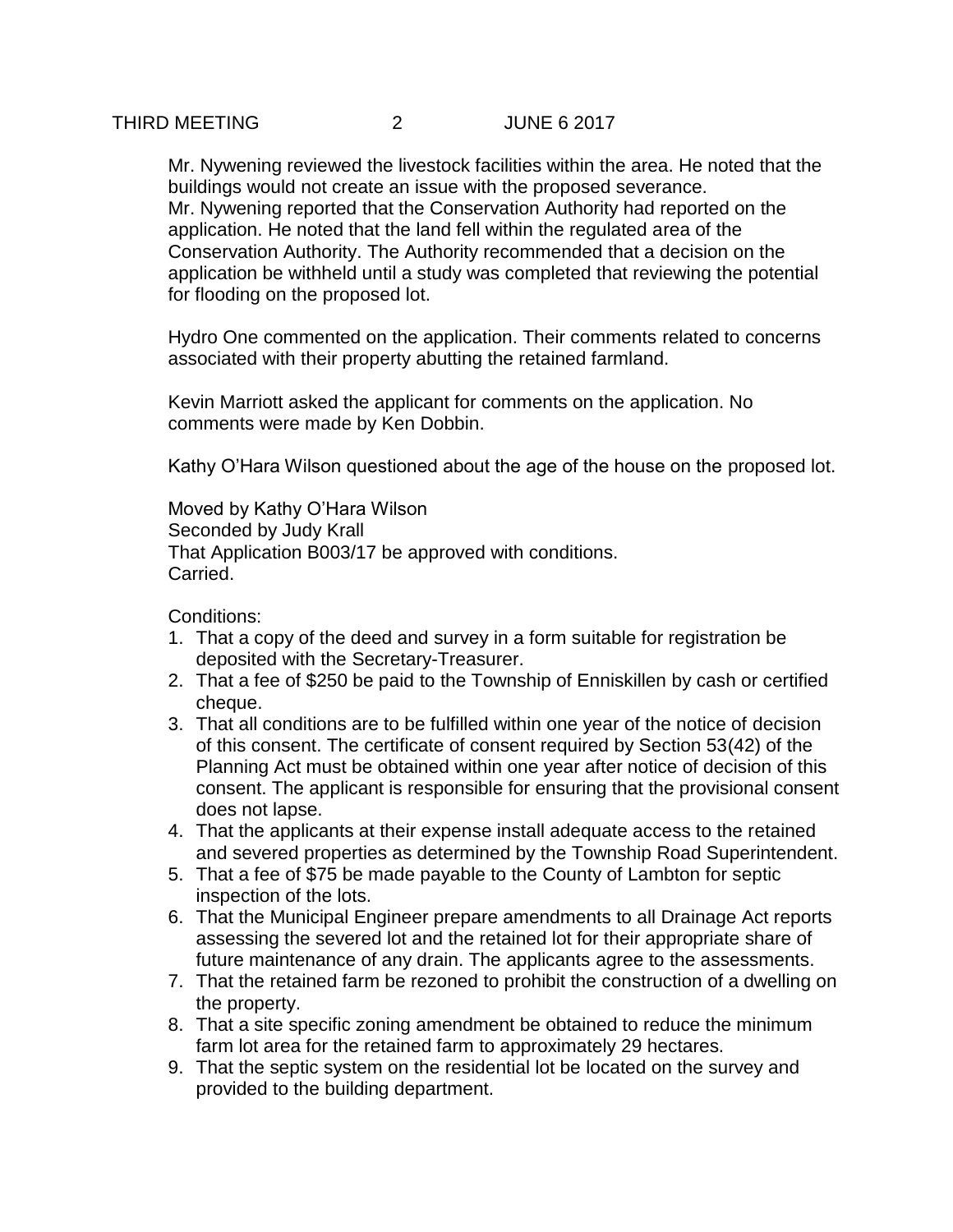Mr. Nywening reviewed the livestock facilities within the area. He noted that the buildings would not create an issue with the proposed severance.
Mr. Nywening reported that the Conservation Authority had reported on the application. He noted that the land fell within the regulated area of the Conservation Authority. The Authority recommended that a decision on the application be withheld until a study was completed that reviewing the potential for flooding on the proposed lot.

Hydro One commented on the application. Their comments related to concerns associated with their property abutting the retained farmland.

Kevin Marriott asked the applicant for comments on the application. No comments were made by Ken Dobbin.

Kathy O'Hara Wilson questioned about the age of the house on the proposed lot.

Moved by Kathy O'Hara Wilson
Seconded by Judy Krall
That Application B003/17 be approved with conditions.
Carried.

Conditions:

1. That a copy of the deed and survey in a form suitable for registration be deposited with the Secretary-Treasurer.
2. That a fee of $250 be paid to the Township of Enniskillen by cash or certified cheque.
3. That all conditions are to be fulfilled within one year of the notice of decision of this consent. The certificate of consent required by Section 53(42) of the Planning Act must be obtained within one year after notice of decision of this consent. The applicant is responsible for ensuring that the provisional consent does not lapse.
4. That the applicants at their expense install adequate access to the retained and severed properties as determined by the Township Road Superintendent.
5. That a fee of $75 be made payable to the County of Lambton for septic inspection of the lots.
6. That the Municipal Engineer prepare amendments to all Drainage Act reports assessing the severed lot and the retained lot for their appropriate share of future maintenance of any drain. The applicants agree to the assessments.
7. That the retained farm be rezoned to prohibit the construction of a dwelling on the property.
8. That a site specific zoning amendment be obtained to reduce the minimum farm lot area for the retained farm to approximately 29 hectares.
9. That the septic system on the residential lot be located on the survey and provided to the building department.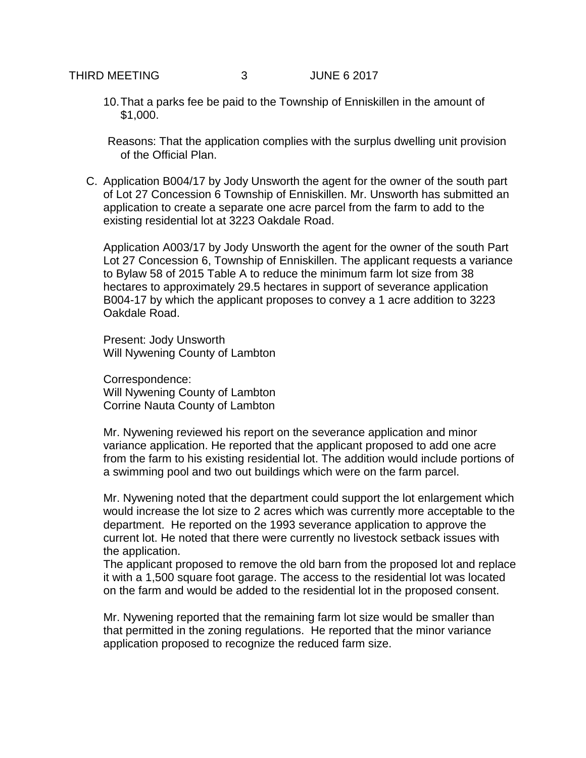10. That a parks fee be paid to the Township of Enniskillen in the amount of $1,000.

Reasons: That the application complies with the surplus dwelling unit provision of the Official Plan.

C. Application B004/17 by Jody Unsworth the agent for the owner of the south part of Lot 27 Concession 6 Township of Enniskillen. Mr. Unsworth has submitted an application to create a separate one acre parcel from the farm to add to the existing residential lot at 3223 Oakdale Road.

   Application A003/17 by Jody Unsworth the agent for the owner of the south Part Lot 27 Concession 6, Township of Enniskillen. The applicant requests a variance to Bylaw 58 of 2015 Table A to reduce the minimum farm lot size from 38 hectares to approximately 29.5 hectares in support of severance application B004-17 by which the applicant proposes to convey a 1 acre addition to 3223 Oakdale Road.

   Present: Jody Unsworth
   Will Nywening County of Lambton

   Correspondence:
   Will Nywening County of Lambton
   Corrine Nauta County of Lambton

   Mr. Nywening reviewed his report on the severance application and minor variance application. He reported that the applicant proposed to add one acre from the farm to his existing residential lot. The addition would include portions of a swimming pool and two out buildings which were on the farm parcel.

   Mr. Nywening noted that the department could support the lot enlargement which would increase the lot size to 2 acres which was currently more acceptable to the department. He reported on the 1993 severance application to approve the current lot. He noted that there were currently no livestock setback issues with the application.
   The applicant proposed to remove the old barn from the proposed lot and replace it with a 1,500 square foot garage. The access to the residential lot was located on the farm and would be added to the residential lot in the proposed consent.

   Mr. Nywening reported that the remaining farm lot size would be smaller than that permitted in the zoning regulations. He reported that the minor variance application proposed to recognize the reduced farm size.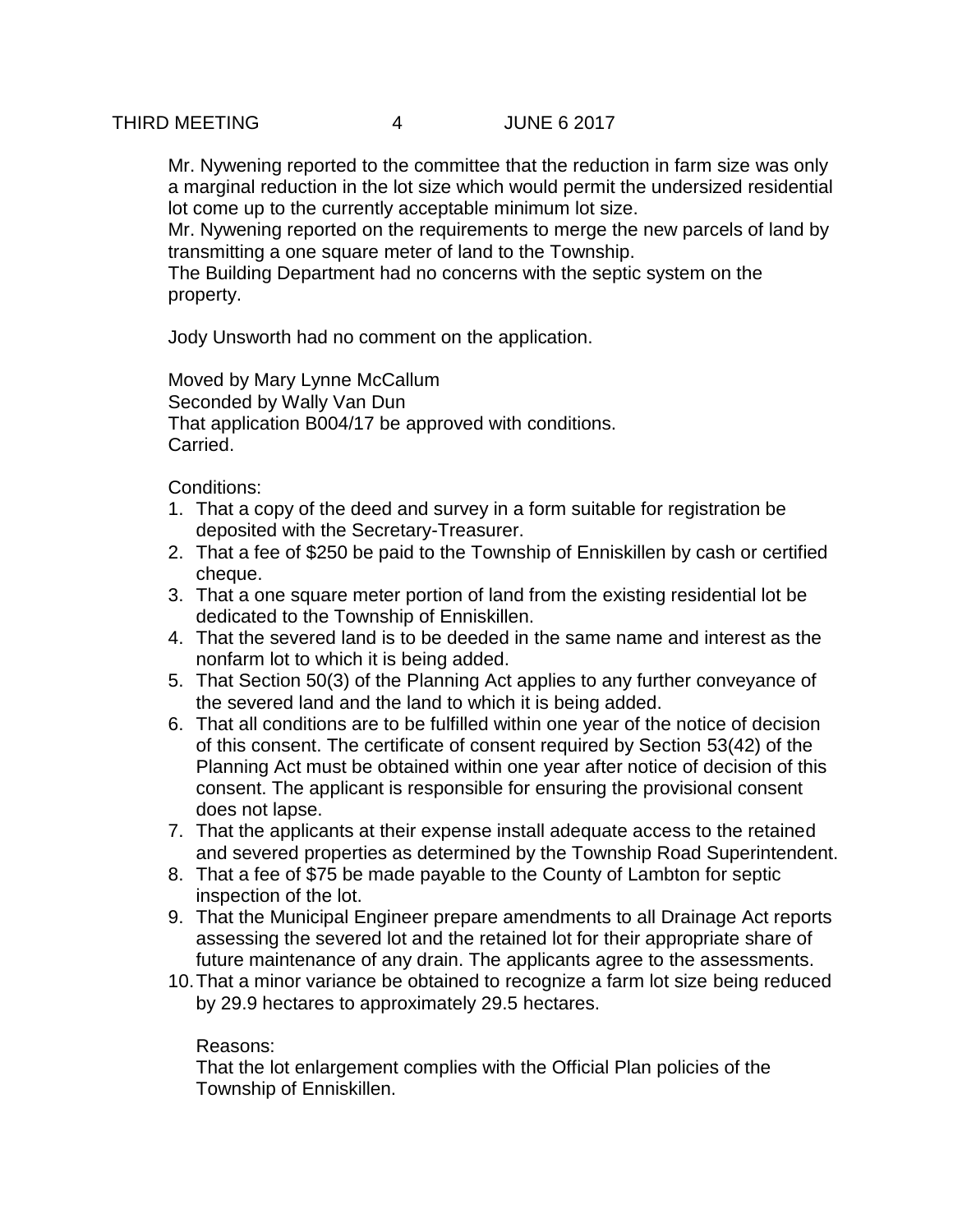Mr. Nywening reported to the committee that the reduction in farm size was only a marginal reduction in the lot size which would permit the undersized residential lot come up to the currently acceptable minimum lot size.
Mr. Nywening reported on the requirements to merge the new parcels of land by transmitting a one square meter of land to the Township.
The Building Department had no concerns with the septic system on the property.

Jody Unsworth had no comment on the application.

Moved by Mary Lynne McCallum
Seconded by Wally Van Dun
That application B004/17 be approved with conditions.
Carried.

Conditions:

1. That a copy of the deed and survey in a form suitable for registration be deposited with the Secretary-Treasurer.
2. That a fee of $250 be paid to the Township of Enniskillen by cash or certified cheque.
3. That a one square meter portion of land from the existing residential lot be dedicated to the Township of Enniskillen.
4. That the severed land is to be deeded in the same name and interest as the nonfarm lot to which it is being added.
5. That Section 50(3) of the Planning Act applies to any further conveyance of the severed land and the land to which it is being added.
6. That all conditions are to be fulfilled within one year of the notice of decision of this consent. The certificate of consent required by Section 53(42) of the Planning Act must be obtained within one year after notice of decision of this consent. The applicant is responsible for ensuring the provisional consent does not lapse.
7. That the applicants at their expense install adequate access to the retained and severed properties as determined by the Township Road Superintendent.
8. That a fee of $75 be made payable to the County of Lambton for septic inspection of the lot.
9. That the Municipal Engineer prepare amendments to all Drainage Act reports assessing the severed lot and the retained lot for their appropriate share of future maintenance of any drain. The applicants agree to the assessments.
10. That a minor variance be obtained to recognize a farm lot size being reduced by 29.9 hectares to approximately 29.5 hectares.

Reasons:
That the lot enlargement complies with the Official Plan policies of the Township of Enniskillen.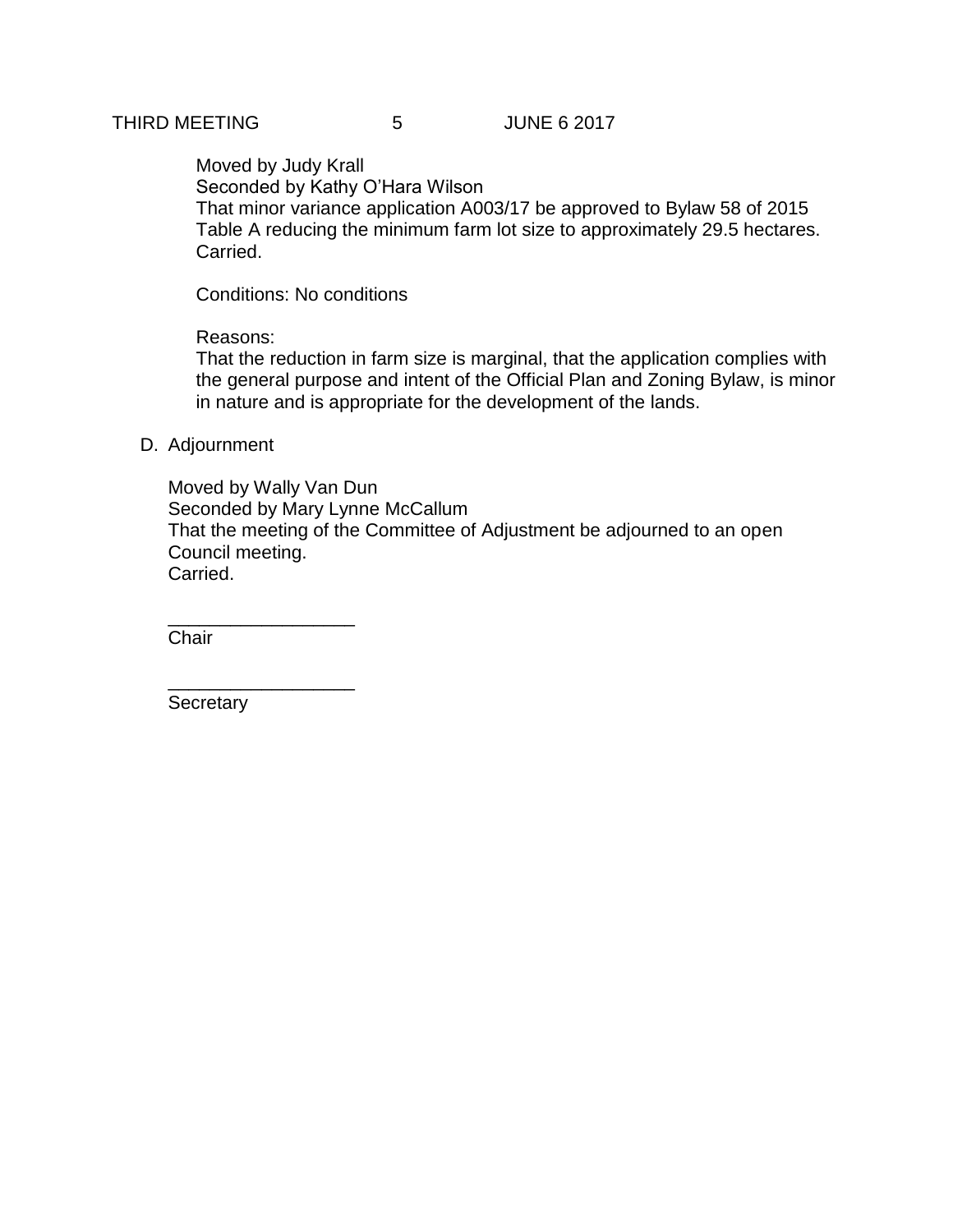Moved by Judy Krall
Seconded by Kathy O'Hara Wilson
That minor variance application A003/17 be approved to Bylaw 58 of 2015 Table A reducing the minimum farm lot size to approximately 29.5 hectares.
Carried.

Conditions: No conditions

Reasons:
That the reduction in farm size is marginal, that the application complies with the general purpose and intent of the Official Plan and Zoning Bylaw, is minor in nature and is appropriate for the development of the lands.

D. Adjournment

Moved by Wally Van Dun
Seconded by Mary Lynne McCallum
That the meeting of the Committee of Adjustment be adjourned to an open Council meeting.
Carried.

__________________
Chair

__________________
Secretary